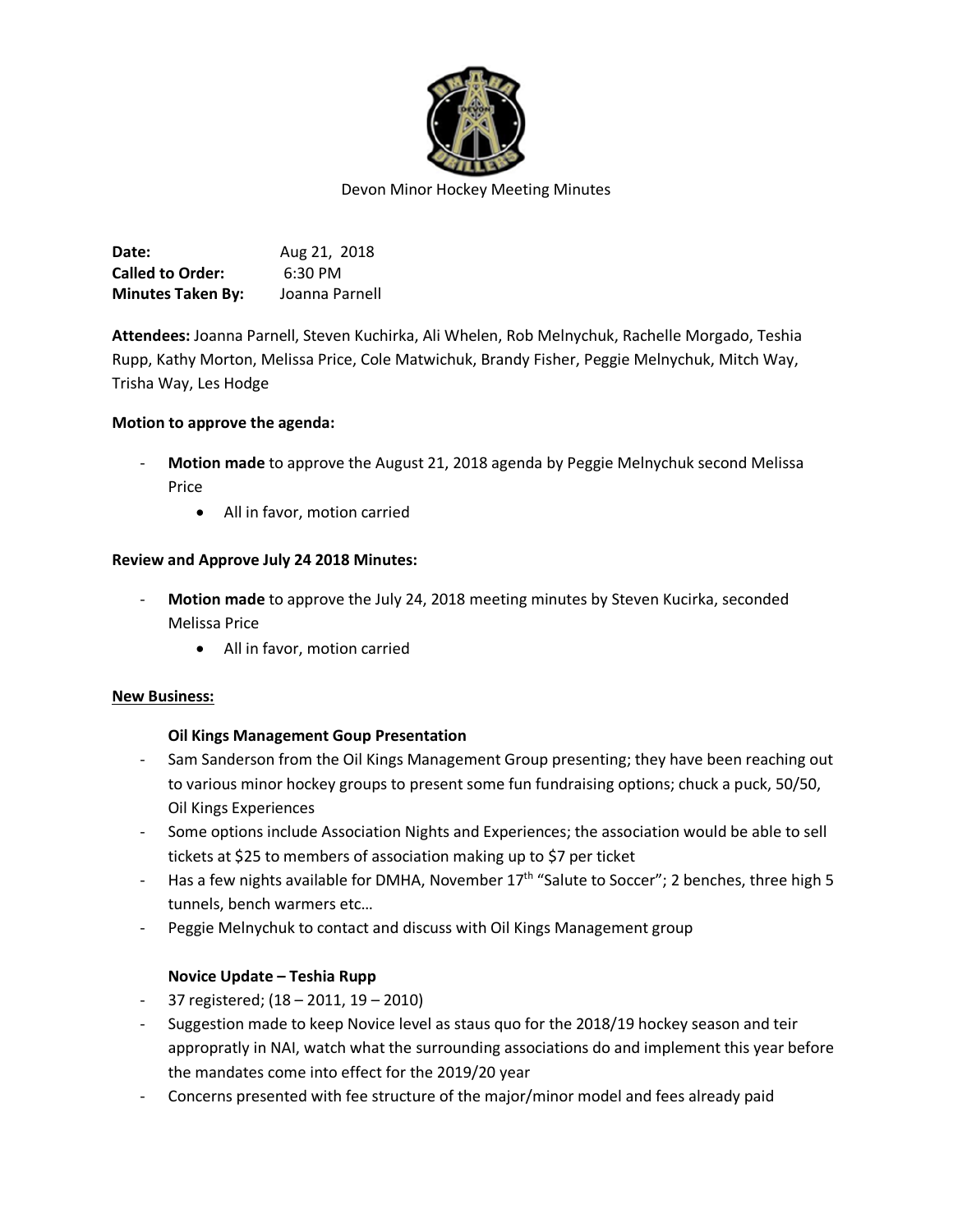Devon Minor Hockey Meeting Minutes

**Date:** Aug 21, 2018
**Called to Order:** 6:30 PM
**Minutes Taken By:** Joanna Parnell

**Attendees:** Joanna Parnell, Steven Kuchirka, Ali Whelen, Rob Melnychuk, Rachelle Morgado, Teshia Rupp, Kathy Morton, Melissa Price, Cole Matwichuk, Brandy Fisher, Peggie Melnychuk, Mitch Way, Trisha Way, Les Hodge

**Motion to approve the agenda:**

- **Motion made** to approve the August 21, 2018 agenda by Peggie Melnychuk second Melissa Price
    - All in favor, motion carried

**Review and Approve July 24 2018 Minutes:**

- **Motion made** to approve the July 24, 2018 meeting minutes by Steven Kucirka, seconded Melissa Price
    - All in favor, motion carried

**New Business:**

**Oil Kings Management Goup Presentation**

- Sam Sanderson from the Oil Kings Management Group presenting; they have been reaching out to various minor hockey groups to present some fun fundraising options; chuck a puck, 50/50, Oil Kings Experiences
- Some options include Association Nights and Experiences; the association would be able to sell tickets at $25 to members of association making up to $7 per ticket
- Has a few nights available for DMHA, November 17th "Salute to Soccer"; 2 benches, three high 5 tunnels, bench warmers etc…
- Peggie Melnychuk to contact and discuss with Oil Kings Management group

**Novice Update – Teshia Rupp**

- 37 registered; (18 – 2011, 19 – 2010)
- Suggestion made to keep Novice level as staus quo for the 2018/19 hockey season and teir appropratly in NAI, watch what the surrounding associations do and implement this year before the mandates come into effect for the 2019/20 year
- Concerns presented with fee structure of the major/minor model and fees already paid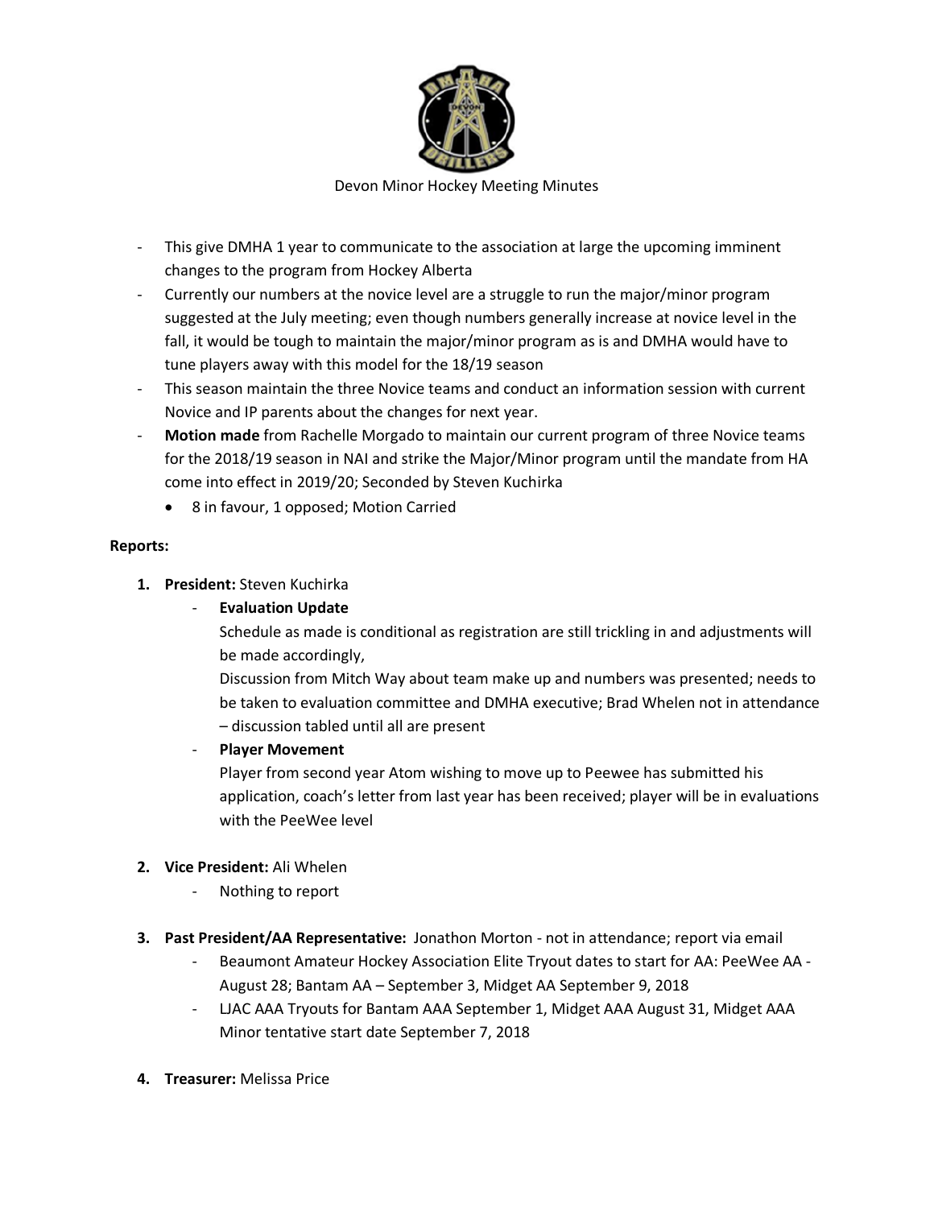Devon Minor Hockey Meeting Minutes

- This give DMHA 1 year to communicate to the association at large the upcoming imminent changes to the program from Hockey Alberta
- Currently our numbers at the novice level are a struggle to run the major/minor program suggested at the July meeting; even though numbers generally increase at novice level in the fall, it would be tough to maintain the major/minor program as is and DMHA would have to tune players away with this model for the 18/19 season
- This season maintain the three Novice teams and conduct an information session with current Novice and IP parents about the changes for next year.
- **Motion made** from Rachelle Morgado to maintain our current program of three Novice teams for the 2018/19 season in NAI and strike the Major/Minor program until the mandate from HA come into effect in 2019/20; Seconded by Steven Kuchirka
  - 8 in favour, 1 opposed; Motion Carried

**Reports:**

1. **President:** Steven Kuchirka
   - **Evaluation Update**
     Schedule as made is conditional as registration are still trickling in and adjustments will be made accordingly,
     Discussion from Mitch Way about team make up and numbers was presented; needs to be taken to evaluation committee and DMHA executive; Brad Whelen not in attendance – discussion tabled until all are present
   - **Player Movement**
     Player from second year Atom wishing to move up to Peewee has submitted his application, coach's letter from last year has been received; player will be in evaluations with the PeeWee level

2. **Vice President:** Ali Whelen
   - Nothing to report

3. **Past President/AA Representative:** Jonathon Morton - not in attendance; report via email
   - Beaumont Amateur Hockey Association Elite Tryout dates to start for AA: PeeWee AA - August 28; Bantam AA – September 3, Midget AA September 9, 2018
   - LJAC AAA Tryouts for Bantam AAA September 1, Midget AAA August 31, Midget AAA Minor tentative start date September 7, 2018

4. **Treasurer:** Melissa Price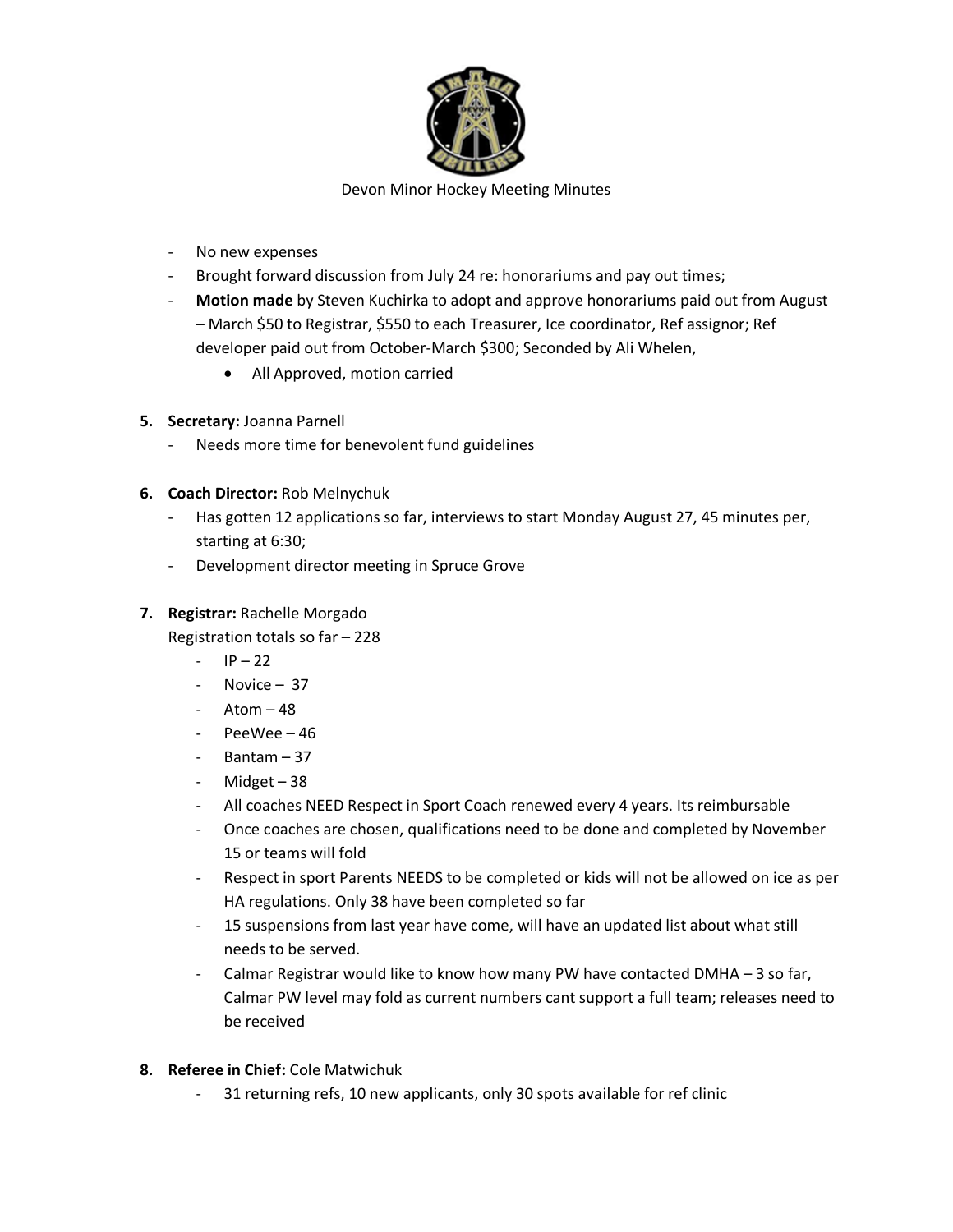Devon Minor Hockey Meeting Minutes

- No new expenses
- Brought forward discussion from July 24 re: honorariums and pay out times;
- **Motion made** by Steven Kuchirka to adopt and approve honorariums paid out from August – March $50 to Registrar, $550 to each Treasurer, Ice coordinator, Ref assignor; Ref developer paid out from October-March $300; Seconded by Ali Whelen,
  - All Approved, motion carried

5. **Secretary:** Joanna Parnell
   - Needs more time for benevolent fund guidelines

6. **Coach Director:** Rob Melnychuk
   - Has gotten 12 applications so far, interviews to start Monday August 27, 45 minutes per, starting at 6:30;
   - Development director meeting in Spruce Grove

7. **Registrar:** Rachelle Morgado

   Registration totals so far – 228
   - IP – 22
   - Novice – 37
   - Atom – 48
   - PeeWee – 46
   - Bantam – 37
   - Midget – 38
   - All coaches NEED Respect in Sport Coach renewed every 4 years. Its reimbursable
   - Once coaches are chosen, qualifications need to be done and completed by November 15 or teams will fold
   - Respect in sport Parents NEEDS to be completed or kids will not be allowed on ice as per HA regulations. Only 38 have been completed so far
   - 15 suspensions from last year have come, will have an updated list about what still needs to be served.
   - Calmar Registrar would like to know how many PW have contacted DMHA – 3 so far, Calmar PW level may fold as current numbers cant support a full team; releases need to be received

8. **Referee in Chief:** Cole Matwichuk
   - 31 returning refs, 10 new applicants, only 30 spots available for ref clinic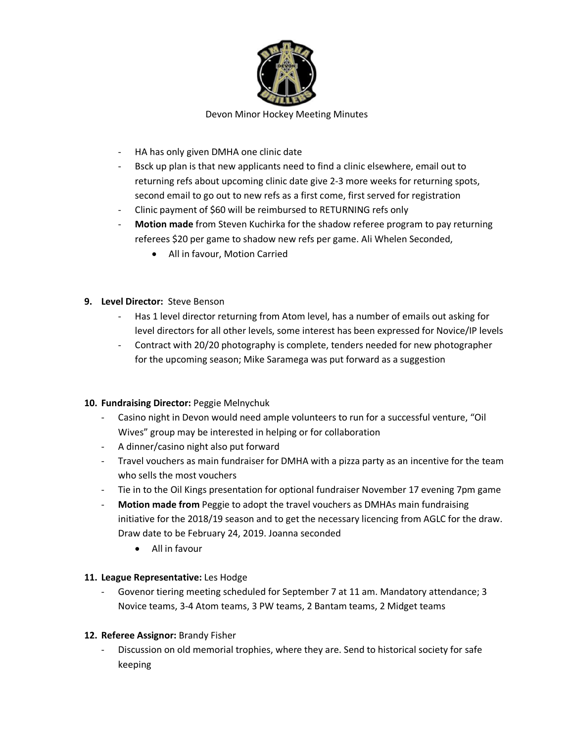Devon Minor Hockey Meeting Minutes

- HA has only given DMHA one clinic date
- Bsck up plan is that new applicants need to find a clinic elsewhere, email out to returning refs about upcoming clinic date give 2-3 more weeks for returning spots, second email to go out to new refs as a first come, first served for registration
- Clinic payment of $60 will be reimbursed to RETURNING refs only
- **Motion made** from Steven Kuchirka for the shadow referee program to pay returning referees $20 per game to shadow new refs per game. Ali Whelen Seconded,
    - All in favour, Motion Carried

9. **Level Director:** Steve Benson
    - Has 1 level director returning from Atom level, has a number of emails out asking for level directors for all other levels, some interest has been expressed for Novice/IP levels
    - Contract with 20/20 photography is complete, tenders needed for new photographer for the upcoming season; Mike Saramega was put forward as a suggestion

10. **Fundraising Director:** Peggie Melnychuk
    - Casino night in Devon would need ample volunteers to run for a successful venture, "Oil Wives" group may be interested in helping or for collaboration
    - A dinner/casino night also put forward
    - Travel vouchers as main fundraiser for DMHA with a pizza party as an incentive for the team who sells the most vouchers
    - Tie in to the Oil Kings presentation for optional fundraiser November 17 evening 7pm game
    - **Motion made from** Peggie to adopt the travel vouchers as DMHAs main fundraising initiative for the 2018/19 season and to get the necessary licencing from AGLC for the draw. Draw date to be February 24, 2019. Joanna seconded
        - All in favour

11. **League Representative:** Les Hodge
    - Govenor tiering meeting scheduled for September 7 at 11 am. Mandatory attendance; 3 Novice teams, 3-4 Atom teams, 3 PW teams, 2 Bantam teams, 2 Midget teams

12. **Referee Assignor:** Brandy Fisher
    - Discussion on old memorial trophies, where they are. Send to historical society for safe keeping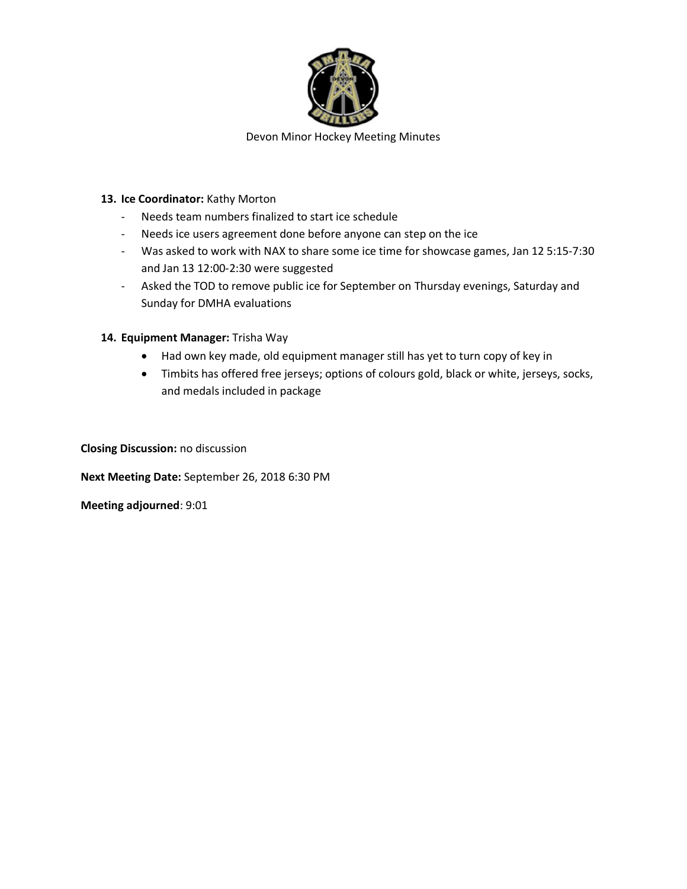13. **Ice Coordinator:** Kathy Morton
    - Needs team numbers finalized to start ice schedule
    - Needs ice users agreement done before anyone can step on the ice
    - Was asked to work with NAX to share some ice time for showcase games, Jan 12 5:15-7:30 and Jan 13 12:00-2:30 were suggested
    - Asked the TOD to remove public ice for September on Thursday evenings, Saturday and Sunday for DMHA evaluations

14. **Equipment Manager:** Trisha Way
    - Had own key made, old equipment manager still has yet to turn copy of key in
    - Timbits has offered free jerseys; options of colours gold, black or white, jerseys, socks, and medals included in package

**Closing Discussion:** no discussion

**Next Meeting Date:** September 26, 2018 6:30 PM

**Meeting adjourned**: 9:01